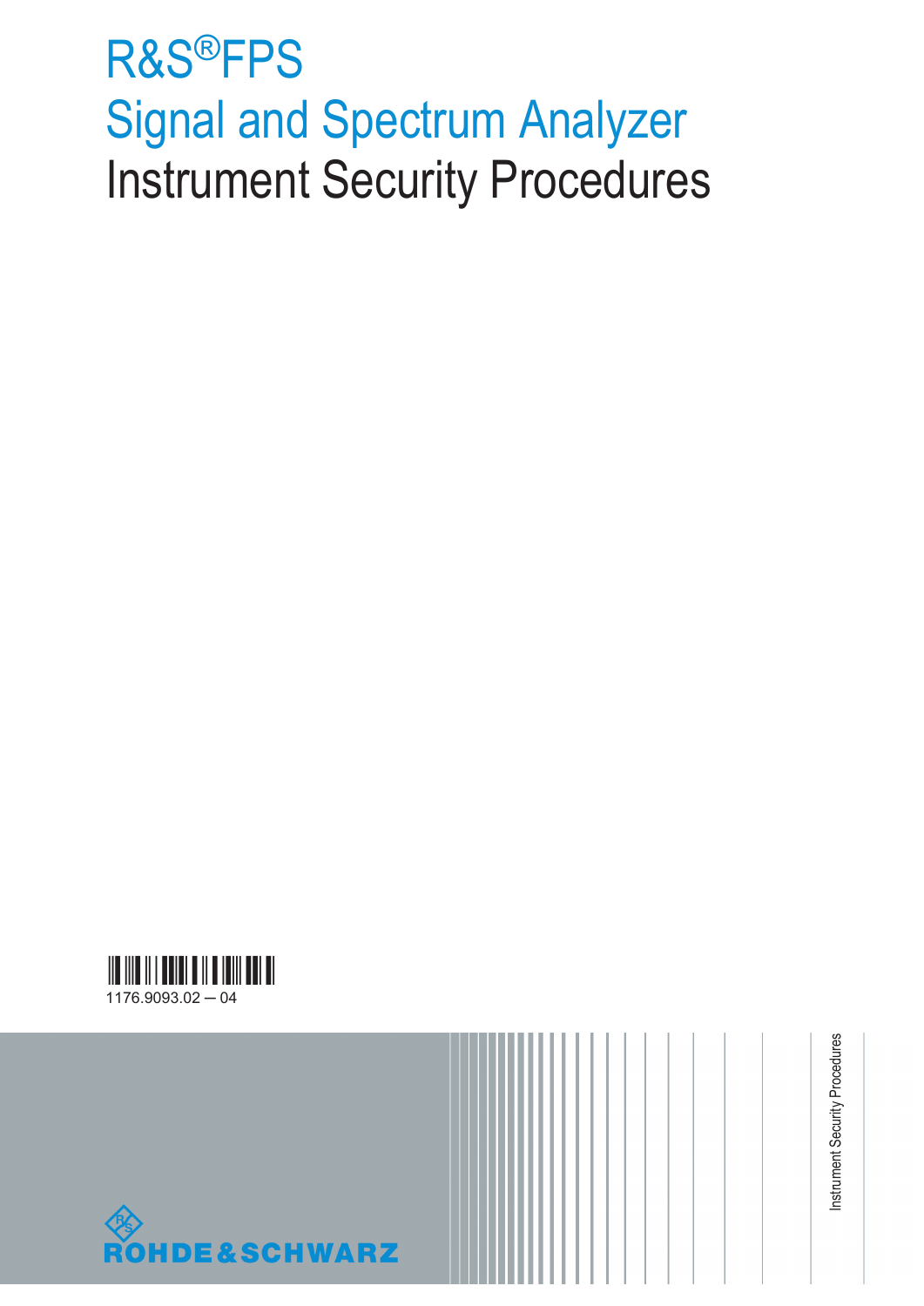# R&S®FPS
# Signal and Spectrum Analyzer
# Instrument Security Procedures

1176.9093.02 ─ 04

ROHDE&SCHWARZ

Instrument Security Procedures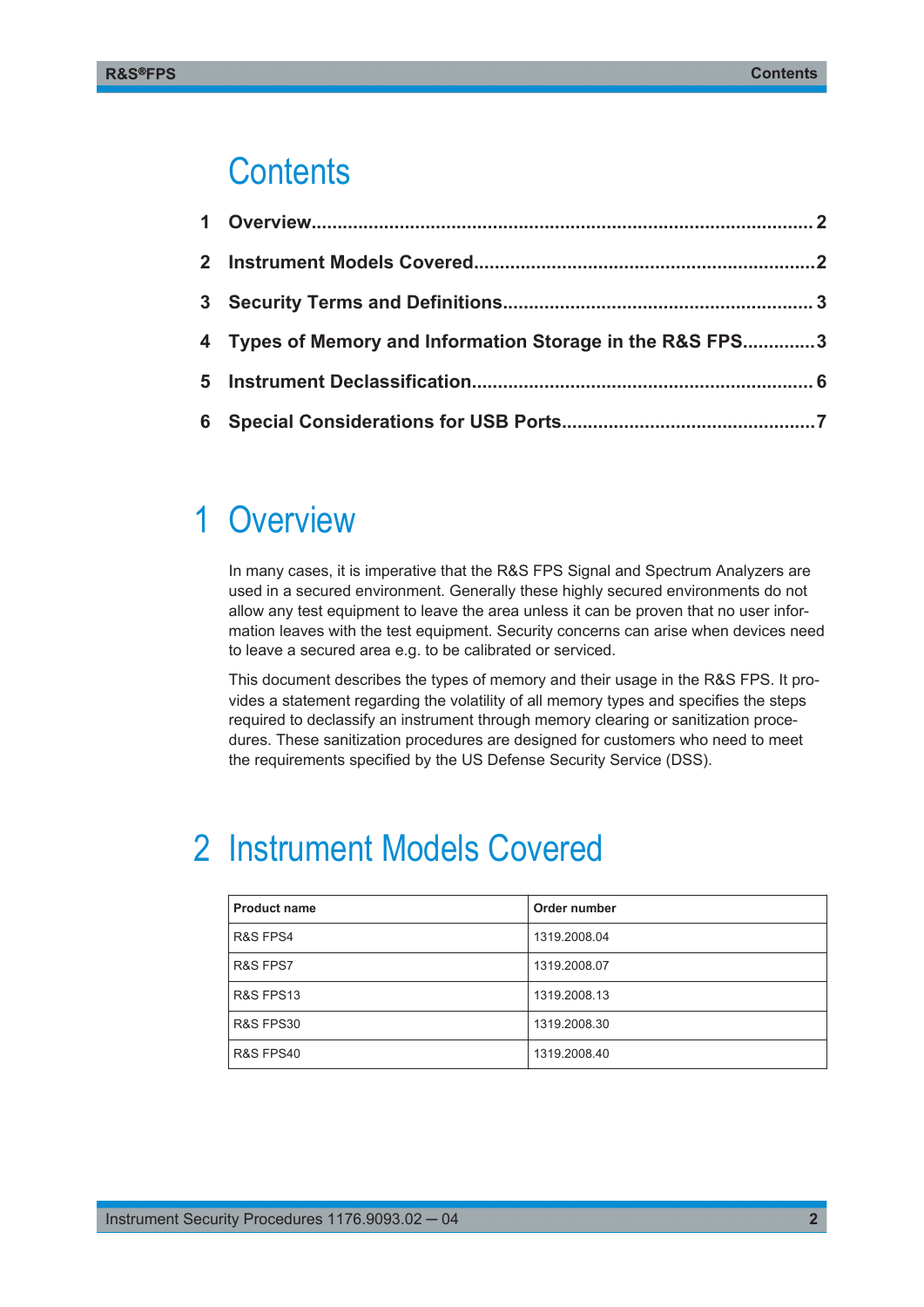# Contents

1 Overview.......................................................................................... 2

2 Instrument Models Covered...........................................................2

3 Security Terms and Definitions..................................................... 3

4 Types of Memory and Information Storage in the R&S FPS.............3

5 Instrument Declassification........................................................... 6

6 Special Considerations for USB Ports...........................................7

# 1 Overview

In many cases, it is imperative that the R&S FPS Signal and Spectrum Analyzers are used in a secured environment. Generally these highly secured environments do not allow any test equipment to leave the area unless it can be proven that no user information leaves with the test equipment. Security concerns can arise when devices need to leave a secured area e.g. to be calibrated or serviced.

This document describes the types of memory and their usage in the R&S FPS. It provides a statement regarding the volatility of all memory types and specifies the steps required to declassify an instrument through memory clearing or sanitization procedures. These sanitization procedures are designed for customers who need to meet the requirements specified by the US Defense Security Service (DSS).

# 2 Instrument Models Covered

| Product name | Order number |
|---|---|
| R&S FPS4 | 1319.2008.04 |
| R&S FPS7 | 1319.2008.07 |
| R&S FPS13 | 1319.2008.13 |
| R&S FPS30 | 1319.2008.30 |
| R&S FPS40 | 1319.2008.40 |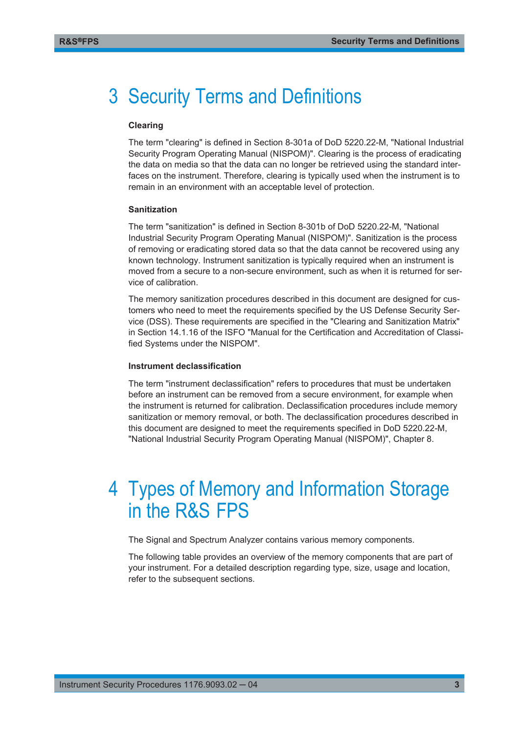# 3 Security Terms and Definitions

**Clearing**

The term "clearing" is defined in Section 8-301a of DoD 5220.22-M, "National Industrial Security Program Operating Manual (NISPOM)". Clearing is the process of eradicating the data on media so that the data can no longer be retrieved using the standard interfaces on the instrument. Therefore, clearing is typically used when the instrument is to remain in an environment with an acceptable level of protection.

**Sanitization**

The term "sanitization" is defined in Section 8-301b of DoD 5220.22-M, "National Industrial Security Program Operating Manual (NISPOM)". Sanitization is the process of removing or eradicating stored data so that the data cannot be recovered using any known technology. Instrument sanitization is typically required when an instrument is moved from a secure to a non-secure environment, such as when it is returned for service of calibration.

The memory sanitization procedures described in this document are designed for customers who need to meet the requirements specified by the US Defense Security Service (DSS). These requirements are specified in the "Clearing and Sanitization Matrix" in Section 14.1.16 of the ISFO "Manual for the Certification and Accreditation of Classified Systems under the NISPOM".

**Instrument declassification**

The term "instrument declassification" refers to procedures that must be undertaken before an instrument can be removed from a secure environment, for example when the instrument is returned for calibration. Declassification procedures include memory sanitization or memory removal, or both. The declassification procedures described in this document are designed to meet the requirements specified in DoD 5220.22-M, "National Industrial Security Program Operating Manual (NISPOM)", Chapter 8.

# 4 Types of Memory and Information Storage in the R&S FPS

The Signal and Spectrum Analyzer contains various memory components.

The following table provides an overview of the memory components that are part of your instrument. For a detailed description regarding type, size, usage and location, refer to the subsequent sections.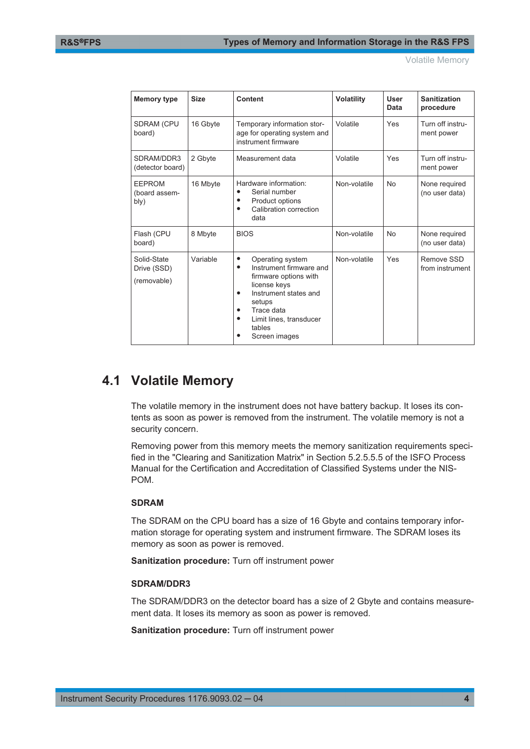| Memory type | Size | Content | Volatility | User Data | Sanitization procedure |
|---|---|---|---|---|---|
| SDRAM (CPU board) | 16 Gbyte | Temporary information storage for operating system and instrument firmware | Volatile | Yes | Turn off instrument power |
| SDRAM/DDR3 (detector board) | 2 Gbyte | Measurement data | Volatile | Yes | Turn off instrument power |
| EEPROM (board assembly) | 16 Mbyte | Hardware information: • Serial number • Product options • Calibration correction data | Non-volatile | No | None required (no user data) |
| Flash (CPU board) | 8 Mbyte | BIOS | Non-volatile | No | None required (no user data) |
| Solid-State Drive (SSD) (removable) | Variable | • Operating system • Instrument firmware and firmware options with license keys • Instrument states and setups • Trace data • Limit lines, transducer tables • Screen images | Non-volatile | Yes | Remove SSD from instrument |

## 4.1 Volatile Memory

The volatile memory in the instrument does not have battery backup. It loses its contents as soon as power is removed from the instrument. The volatile memory is not a security concern.

Removing power from this memory meets the memory sanitization requirements specified in the "Clearing and Sanitization Matrix" in Section 5.2.5.5.5 of the ISFO Process Manual for the Certification and Accreditation of Classified Systems under the NISPOM.

### SDRAM

The SDRAM on the CPU board has a size of 16 Gbyte and contains temporary information storage for operating system and instrument firmware. The SDRAM loses its memory as soon as power is removed.

**Sanitization procedure:** Turn off instrument power

### SDRAM/DDR3

The SDRAM/DDR3 on the detector board has a size of 2 Gbyte and contains measurement data. It loses its memory as soon as power is removed.

**Sanitization procedure:** Turn off instrument power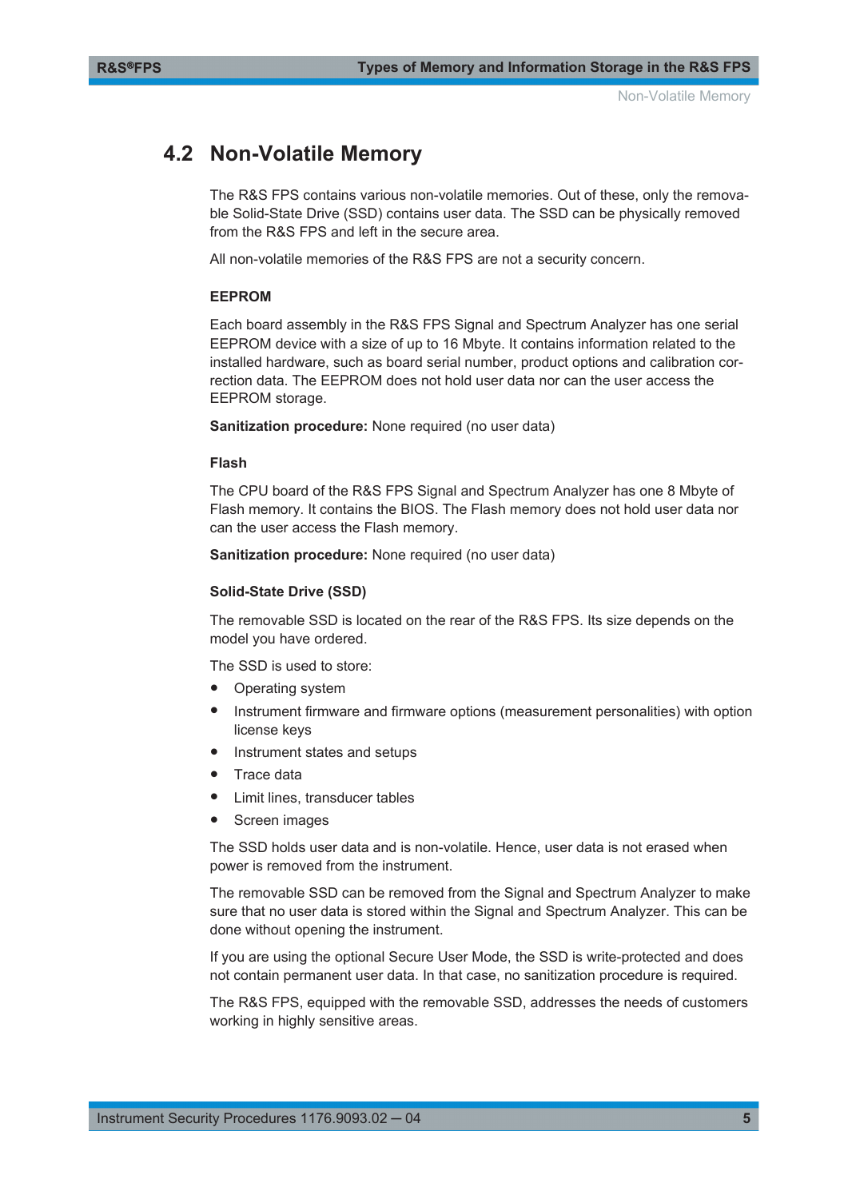## 4.2 Non-Volatile Memory

The R&S FPS contains various non-volatile memories. Out of these, only the removable Solid-State Drive (SSD) contains user data. The SSD can be physically removed from the R&S FPS and left in the secure area.

All non-volatile memories of the R&S FPS are not a security concern.

#### EEPROM

Each board assembly in the R&S FPS Signal and Spectrum Analyzer has one serial EEPROM device with a size of up to 16 Mbyte. It contains information related to the installed hardware, such as board serial number, product options and calibration correction data. The EEPROM does not hold user data nor can the user access the EEPROM storage.

**Sanitization procedure:** None required (no user data)

#### Flash

The CPU board of the R&S FPS Signal and Spectrum Analyzer has one 8 Mbyte of Flash memory. It contains the BIOS. The Flash memory does not hold user data nor can the user access the Flash memory.

**Sanitization procedure:** None required (no user data)

#### Solid-State Drive (SSD)

The removable SSD is located on the rear of the R&S FPS. Its size depends on the model you have ordered.

The SSD is used to store:

- Operating system
- Instrument firmware and firmware options (measurement personalities) with option license keys
- Instrument states and setups
- Trace data
- Limit lines, transducer tables
- Screen images

The SSD holds user data and is non-volatile. Hence, user data is not erased when power is removed from the instrument.

The removable SSD can be removed from the Signal and Spectrum Analyzer to make sure that no user data is stored within the Signal and Spectrum Analyzer. This can be done without opening the instrument.

If you are using the optional Secure User Mode, the SSD is write-protected and does not contain permanent user data. In that case, no sanitization procedure is required.

The R&S FPS, equipped with the removable SSD, addresses the needs of customers working in highly sensitive areas.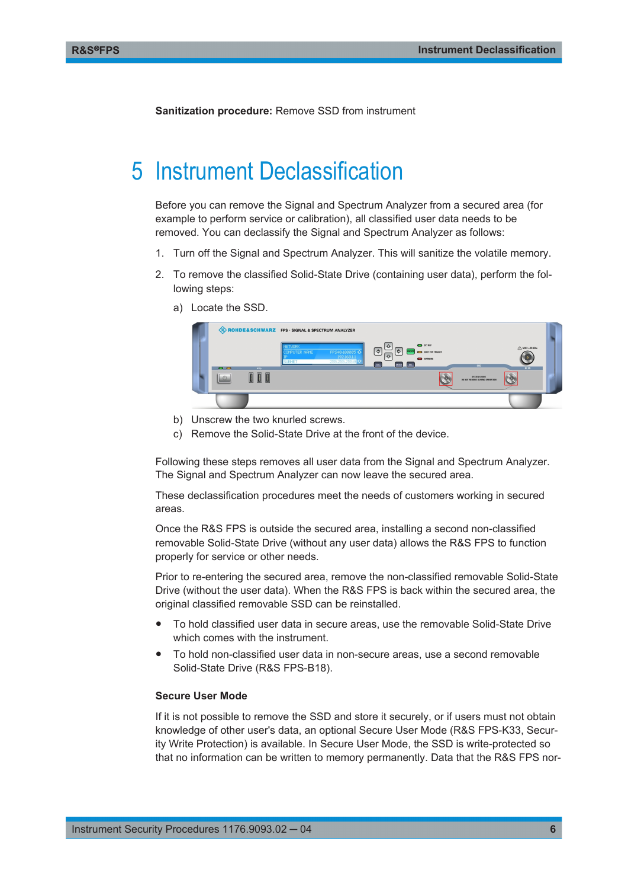**Sanitization procedure:** Remove SSD from instrument

# 5 Instrument Declassification

Before you can remove the Signal and Spectrum Analyzer from a secured area (for example to perform service or calibration), all classified user data needs to be removed. You can declassify the Signal and Spectrum Analyzer as follows:

1. Turn off the Signal and Spectrum Analyzer. This will sanitize the volatile memory.
2. To remove the classified Solid-State Drive (containing user data), perform the following steps:
   a) Locate the SSD.
   b) Unscrew the two knurled screws.
   c) Remove the Solid-State Drive at the front of the device.

Following these steps removes all user data from the Signal and Spectrum Analyzer. The Signal and Spectrum Analyzer can now leave the secured area.

These declassification procedures meet the needs of customers working in secured areas.

Once the R&S FPS is outside the secured area, installing a second non-classified removable Solid-State Drive (without any user data) allows the R&S FPS to function properly for service or other needs.

Prior to re-entering the secured area, remove the non-classified removable Solid-State Drive (without the user data). When the R&S FPS is back within the secured area, the original classified removable SSD can be reinstalled.

- To hold classified user data in secure areas, use the removable Solid-State Drive which comes with the instrument.
- To hold non-classified user data in non-secure areas, use a second removable Solid-State Drive (R&S FPS-B18).

### Secure User Mode

If it is not possible to remove the SSD and store it securely, or if users must not obtain knowledge of other user's data, an optional Secure User Mode (R&S FPS-K33, Security Write Protection) is available. In Secure User Mode, the SSD is write-protected so that no information can be written to memory permanently. Data that the R&S FPS nor-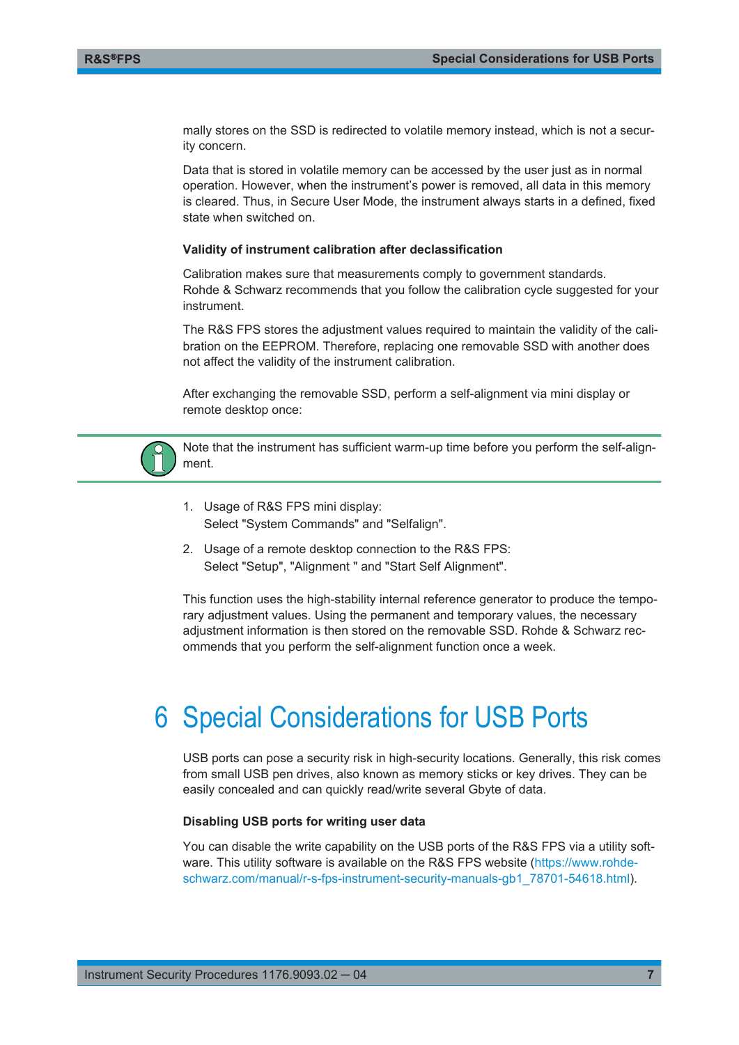mally stores on the SSD is redirected to volatile memory instead, which is not a security concern.

Data that is stored in volatile memory can be accessed by the user just as in normal operation. However, when the instrument's power is removed, all data in this memory is cleared. Thus, in Secure User Mode, the instrument always starts in a defined, fixed state when switched on.

**Validity of instrument calibration after declassification**

Calibration makes sure that measurements comply to government standards. Rohde & Schwarz recommends that you follow the calibration cycle suggested for your instrument.

The R&S FPS stores the adjustment values required to maintain the validity of the calibration on the EEPROM. Therefore, replacing one removable SSD with another does not affect the validity of the instrument calibration.

After exchanging the removable SSD, perform a self-alignment via mini display or remote desktop once:

Note that the instrument has sufficient warm-up time before you perform the self-alignment.

1. Usage of R&S FPS mini display:
   Select "System Commands" and "Selfalign".
2. Usage of a remote desktop connection to the R&S FPS:
   Select "Setup", "Alignment " and "Start Self Alignment".

This function uses the high-stability internal reference generator to produce the temporary adjustment values. Using the permanent and temporary values, the necessary adjustment information is then stored on the removable SSD. Rohde & Schwarz recommends that you perform the self-alignment function once a week.

# 6 Special Considerations for USB Ports

USB ports can pose a security risk in high-security locations. Generally, this risk comes from small USB pen drives, also known as memory sticks or key drives. They can be easily concealed and can quickly read/write several Gbyte of data.

**Disabling USB ports for writing user data**

You can disable the write capability on the USB ports of the R&S FPS via a utility software. This utility software is available on the R&S FPS website (https://www.rohde-schwarz.com/manual/r-s-fps-instrument-security-manuals-gb1_78701-54618.html).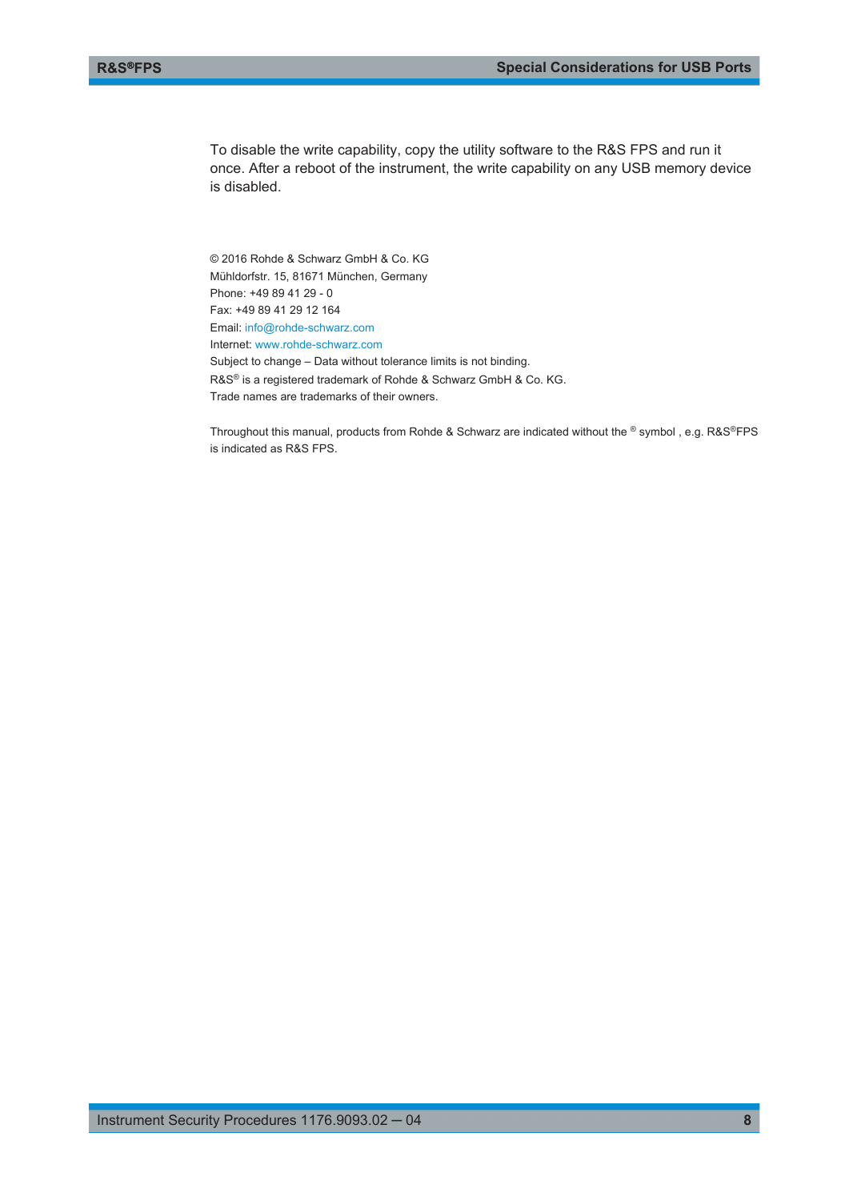To disable the write capability, copy the utility software to the R&S FPS and run it once. After a reboot of the instrument, the write capability on any USB memory device is disabled.

© 2016 Rohde & Schwarz GmbH & Co. KG
Mühldorfstr. 15, 81671 München, Germany
Phone: +49 89 41 29 - 0
Fax: +49 89 41 29 12 164
Email: info@rohde-schwarz.com
Internet: www.rohde-schwarz.com
Subject to change – Data without tolerance limits is not binding.
R&S® is a registered trademark of Rohde & Schwarz GmbH & Co. KG.
Trade names are trademarks of their owners.

Throughout this manual, products from Rohde & Schwarz are indicated without the ® symbol , e.g. R&S®FPS is indicated as R&S FPS.